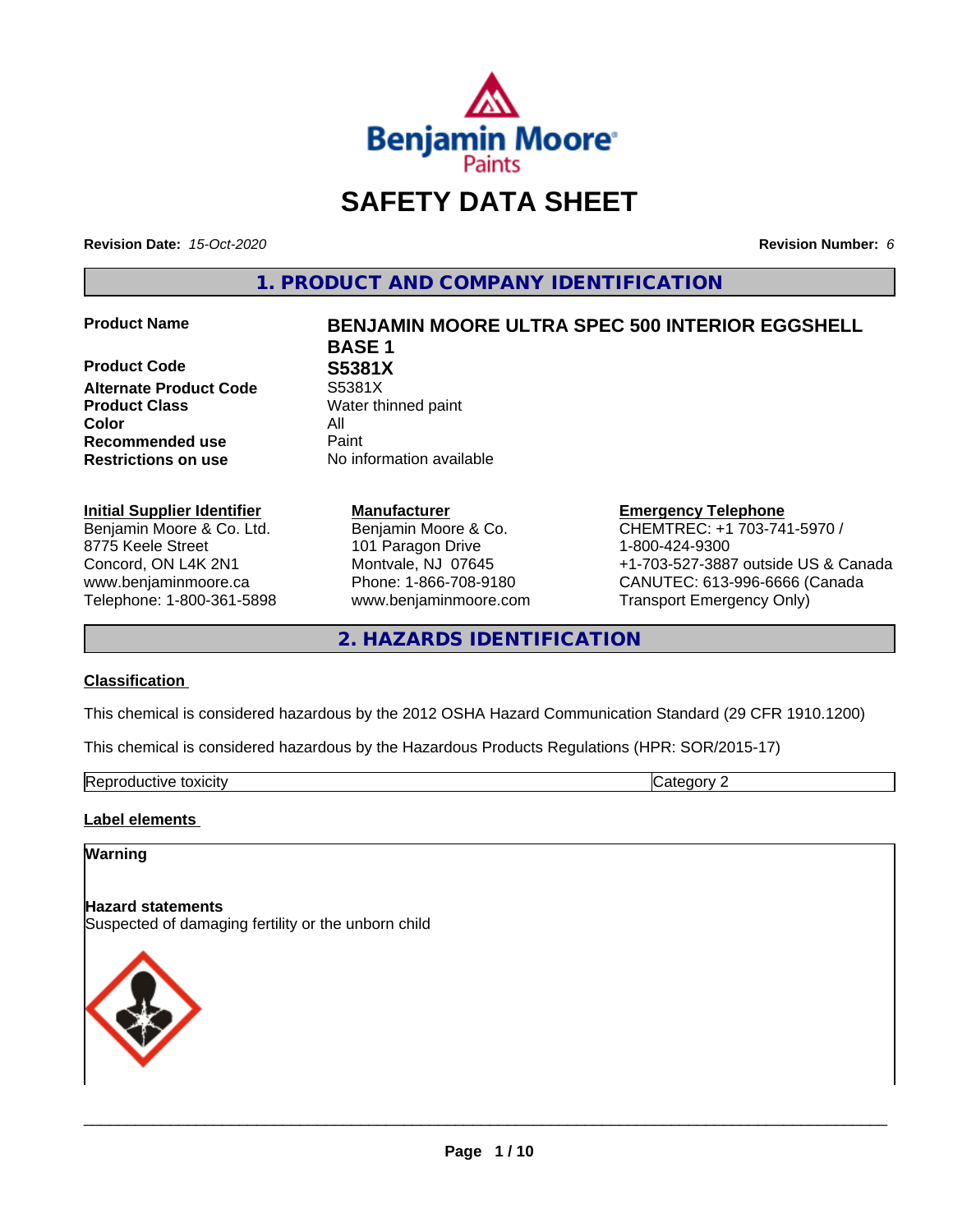# SAFETY DATA SHEET

**Revision Date:** *15-Oct-2020*

**Revision Number:** *6*

## 1. PRODUCT AND COMPANY IDENTIFICATION

| | |
|---|---|
| **Product Name** | **BENJAMIN MOORE ULTRA SPEC 500 INTERIOR EGGSHELL BASE 1** |
| **Product Code** | **S5381X** |
| **Alternate Product Code** | S5381X |
| **Product Class** | Water thinned paint |
| **Color** | All |
| **Recommended use** | Paint |
| **Restrictions on use** | No information available |

**Initial Supplier Identifier**
Benjamin Moore & Co. Ltd.
8775 Keele Street
Concord, ON L4K 2N1
www.benjaminmoore.ca
Telephone: 1-800-361-5898

**Manufacturer**
Benjamin Moore & Co.
101 Paragon Drive
Montvale, NJ 07645
Phone: 1-866-708-9180
www.benjaminmoore.com

**Emergency Telephone**
CHEMTREC: +1 703-741-5970 / 1-800-424-9300
+1-703-527-3887 outside US & Canada
CANUTEC: 613-996-6666 (Canada Transport Emergency Only)

## 2. HAZARDS IDENTIFICATION

### Classification

This chemical is considered hazardous by the 2012 OSHA Hazard Communication Standard (29 CFR 1910.1200)

This chemical is considered hazardous by the Hazardous Products Regulations (HPR: SOR/2015-17)

| Reproductive toxicity | Category 2 |
|---|---|

### Label elements

**Warning**

**Hazard statements**
Suspected of damaging fertility or the unborn child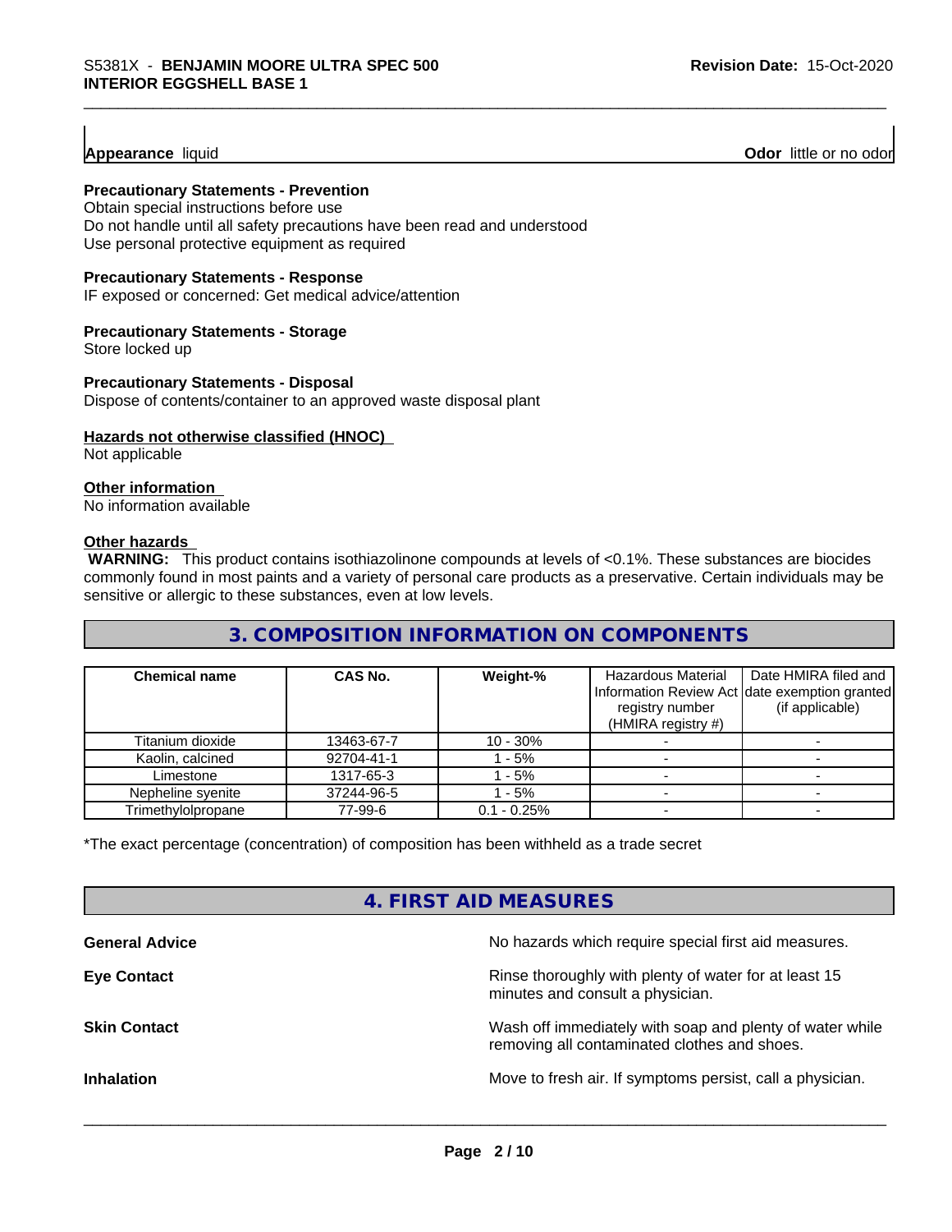**Appearance** liquid **Odor** little or no odor

**Precautionary Statements - Prevention**
Obtain special instructions before use
Do not handle until all safety precautions have been read and understood
Use personal protective equipment as required

**Precautionary Statements - Response**
IF exposed or concerned: Get medical advice/attention

**Precautionary Statements - Storage**
Store locked up

**Precautionary Statements - Disposal**
Dispose of contents/container to an approved waste disposal plant

**Hazards not otherwise classified (HNOC)**
Not applicable

**Other information**
No information available

**Other hazards**
**WARNING:** This product contains isothiazolinone compounds at levels of <0.1%. These substances are biocides commonly found in most paints and a variety of personal care products as a preservative. Certain individuals may be sensitive or allergic to these substances, even at low levels.

## 3. COMPOSITION INFORMATION ON COMPONENTS

| Chemical name | CAS No. | Weight-% | Hazardous Material Information Review Act registry number (HMIRA registry #) | Date HMIRA filed and date exemption granted (if applicable) |
|---|---|---|---|---|
| Titanium dioxide | 13463-67-7 | 10 - 30% | - | - |
| Kaolin, calcined | 92704-41-1 | 1 - 5% | - | - |
| Limestone | 1317-65-3 | 1 - 5% | - | - |
| Nepheline syenite | 37244-96-5 | 1 - 5% | - | - |
| Trimethylolpropane | 77-99-6 | 0.1 - 0.25% | - | - |

*The exact percentage (concentration) of composition has been withheld as a trade secret

## 4. FIRST AID MEASURES

**General Advice** No hazards which require special first aid measures.

**Eye Contact** Rinse thoroughly with plenty of water for at least 15 minutes and consult a physician.

**Skin Contact** Wash off immediately with soap and plenty of water while removing all contaminated clothes and shoes.

**Inhalation** Move to fresh air. If symptoms persist, call a physician.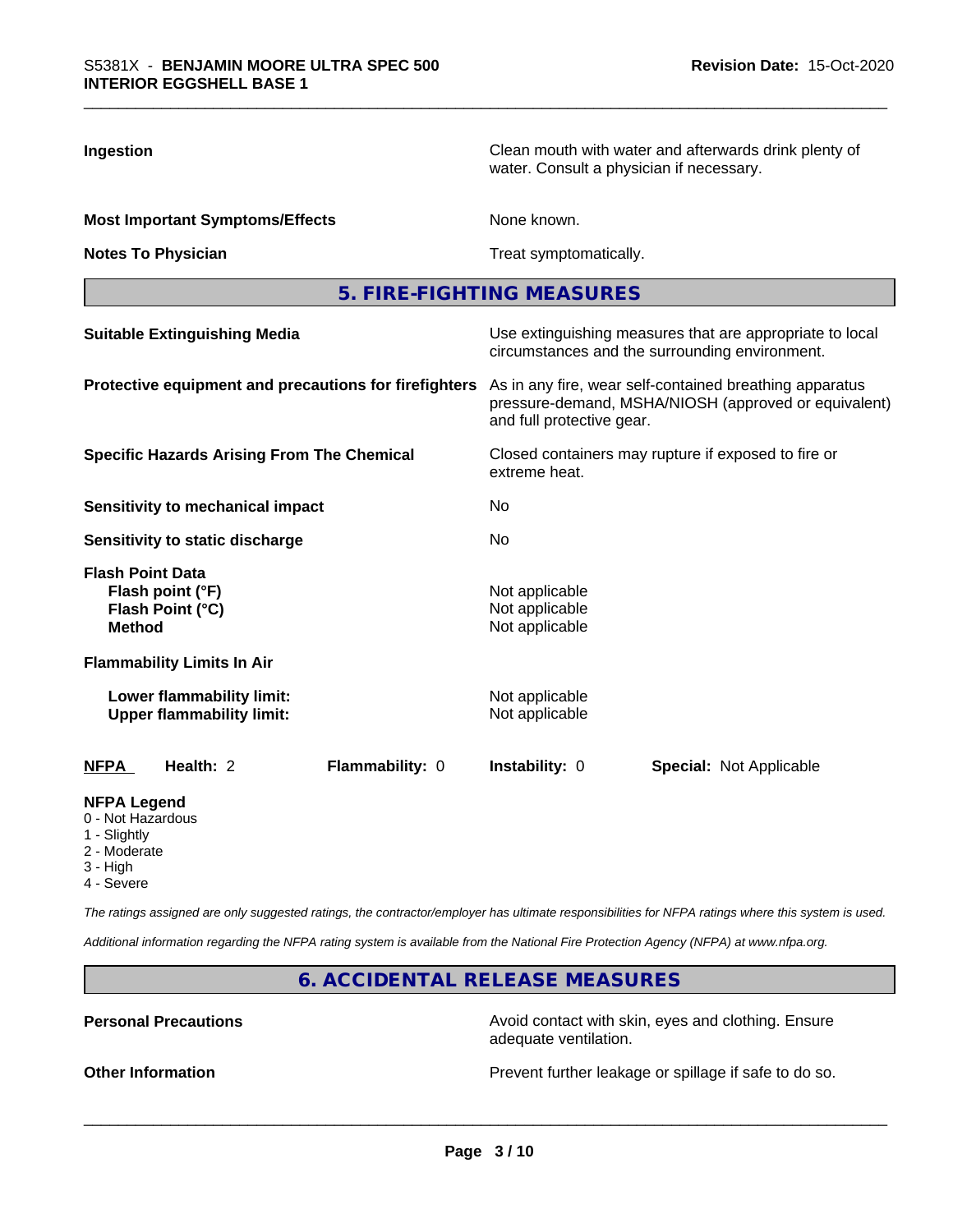| | |
|---|---|
| **Ingestion** | Clean mouth with water and afterwards drink plenty of water. Consult a physician if necessary. |
| **Most Important Symptoms/Effects** | None known. |
| **Notes To Physician** | Treat symptomatically. |

## 5. FIRE-FIGHTING MEASURES

| | |
|---|---|
| **Suitable Extinguishing Media** | Use extinguishing measures that are appropriate to local circumstances and the surrounding environment. |
| **Protective equipment and precautions for firefighters** | As in any fire, wear self-contained breathing apparatus pressure-demand, MSHA/NIOSH (approved or equivalent) and full protective gear. |
| **Specific Hazards Arising From The Chemical** | Closed containers may rupture if exposed to fire or extreme heat. |
| **Sensitivity to mechanical impact** | No |
| **Sensitivity to static discharge** | No |

**Flash Point Data**

| | |
|---|---|
| **Flash point (°F)** | Not applicable |
| **Flash Point (°C)** | Not applicable |
| **Method** | Not applicable |

**Flammability Limits In Air**

| | |
|---|---|
| **Lower flammability limit:** | Not applicable |
| **Upper flammability limit:** | Not applicable |

| **NFPA** | **Health:** 2 | **Flammability:** 0 | **Instability:** 0 | **Special:** Not Applicable |
|---|---|---|---|---|

**NFPA Legend**
- 0 - Not Hazardous
- 1 - Slightly
- 2 - Moderate
- 3 - High
- 4 - Severe

*The ratings assigned are only suggested ratings, the contractor/employer has ultimate responsibilities for NFPA ratings where this system is used.*

*Additional information regarding the NFPA rating system is available from the National Fire Protection Agency (NFPA) at www.nfpa.org.*

## 6. ACCIDENTAL RELEASE MEASURES

| | |
|---|---|
| **Personal Precautions** | Avoid contact with skin, eyes and clothing. Ensure adequate ventilation. |
| **Other Information** | Prevent further leakage or spillage if safe to do so. |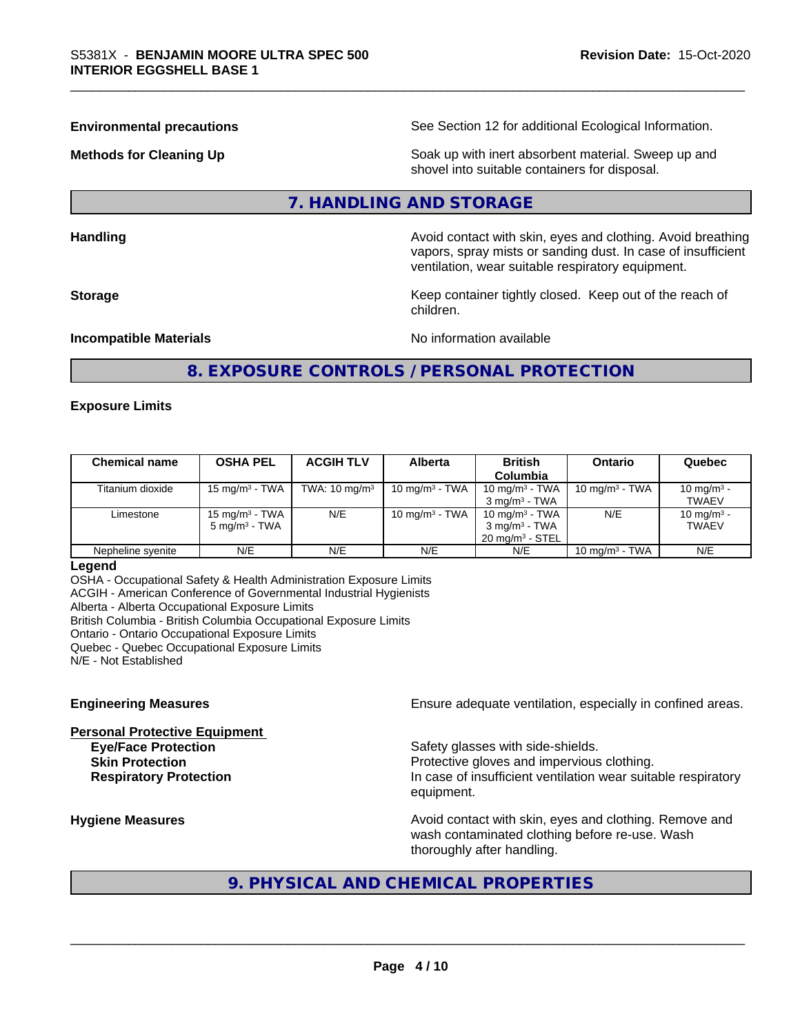**Environmental precautions** See Section 12 for additional Ecological Information.

**Methods for Cleaning Up** Soak up with inert absorbent material. Sweep up and shovel into suitable containers for disposal.

## 7. HANDLING AND STORAGE

**Handling** Avoid contact with skin, eyes and clothing. Avoid breathing vapors, spray mists or sanding dust. In case of insufficient ventilation, wear suitable respiratory equipment.

**Storage** Keep container tightly closed. Keep out of the reach of children.

**Incompatible Materials** No information available

## 8. EXPOSURE CONTROLS / PERSONAL PROTECTION

**Exposure Limits**

| Chemical name | OSHA PEL | ACGIH TLV | Alberta | British Columbia | Ontario | Quebec |
|---|---|---|---|---|---|---|
| Titanium dioxide | 15 mg/m³ - TWA | TWA: 10 mg/m³ | 10 mg/m³ - TWA | 10 mg/m³ - TWA<br>3 mg/m³ - TWA | 10 mg/m³ - TWA | 10 mg/m³ - TWAEV |
| Limestone | 15 mg/m³ - TWA<br>5 mg/m³ - TWA | N/E | 10 mg/m³ - TWA | 10 mg/m³ - TWA<br>3 mg/m³ - TWA<br>20 mg/m³ - STEL | N/E | 10 mg/m³ - TWAEV |
| Nepheline syenite | N/E | N/E | N/E | N/E | 10 mg/m³ - TWA | N/E |

**Legend**

OSHA - Occupational Safety & Health Administration Exposure Limits
ACGIH - American Conference of Governmental Industrial Hygienists
Alberta - Alberta Occupational Exposure Limits
British Columbia - British Columbia Occupational Exposure Limits
Ontario - Ontario Occupational Exposure Limits
Quebec - Quebec Occupational Exposure Limits
N/E - Not Established

**Engineering Measures** Ensure adequate ventilation, especially in confined areas.

**Personal Protective Equipment**

**Eye/Face Protection** Safety glasses with side-shields.
**Skin Protection** Protective gloves and impervious clothing.
**Respiratory Protection** In case of insufficient ventilation wear suitable respiratory equipment.

**Hygiene Measures** Avoid contact with skin, eyes and clothing. Remove and wash contaminated clothing before re-use. Wash thoroughly after handling.

## 9. PHYSICAL AND CHEMICAL PROPERTIES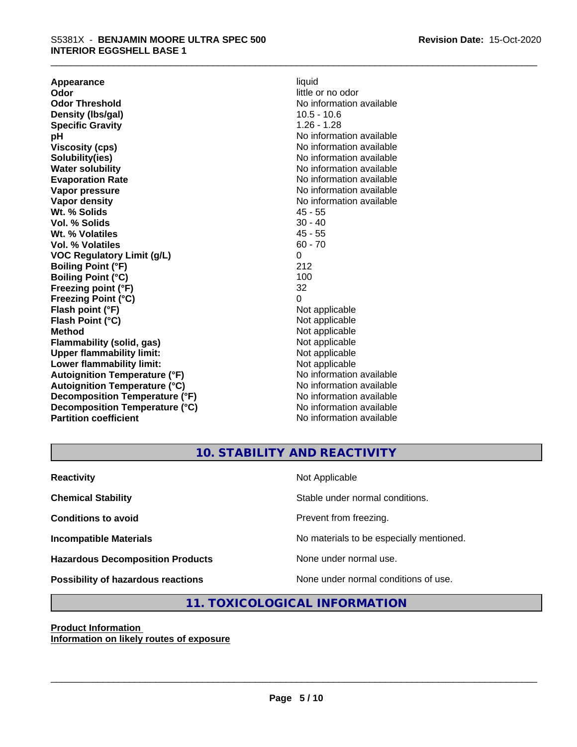| | |
|---|---|
| **Appearance** | liquid |
| **Odor** | little or no odor |
| **Odor Threshold** | No information available |
| **Density (lbs/gal)** | 10.5 - 10.6 |
| **Specific Gravity** | 1.26 - 1.28 |
| **pH** | No information available |
| **Viscosity (cps)** | No information available |
| **Solubility(ies)** | No information available |
| **Water solubility** | No information available |
| **Evaporation Rate** | No information available |
| **Vapor pressure** | No information available |
| **Vapor density** | No information available |
| **Wt. % Solids** | 45 - 55 |
| **Vol. % Solids** | 30 - 40 |
| **Wt. % Volatiles** | 45 - 55 |
| **Vol. % Volatiles** | 60 - 70 |
| **VOC Regulatory Limit (g/L)** | 0 |
| **Boiling Point (°F)** | 212 |
| **Boiling Point (°C)** | 100 |
| **Freezing point (°F)** | 32 |
| **Freezing Point (°C)** | 0 |
| **Flash point (°F)** | Not applicable |
| **Flash Point (°C)** | Not applicable |
| **Method** | Not applicable |
| **Flammability (solid, gas)** | Not applicable |
| **Upper flammability limit:** | Not applicable |
| **Lower flammability limit:** | Not applicable |
| **Autoignition Temperature (°F)** | No information available |
| **Autoignition Temperature (°C)** | No information available |
| **Decomposition Temperature (°F)** | No information available |
| **Decomposition Temperature (°C)** | No information available |
| **Partition coefficient** | No information available |

## 10. STABILITY AND REACTIVITY

| | |
|---|---|
| **Reactivity** | Not Applicable |
| **Chemical Stability** | Stable under normal conditions. |
| **Conditions to avoid** | Prevent from freezing. |
| **Incompatible Materials** | No materials to be especially mentioned. |
| **Hazardous Decomposition Products** | None under normal use. |
| **Possibility of hazardous reactions** | None under normal conditions of use. |

## 11. TOXICOLOGICAL INFORMATION

**Product Information**

**Information on likely routes of exposure**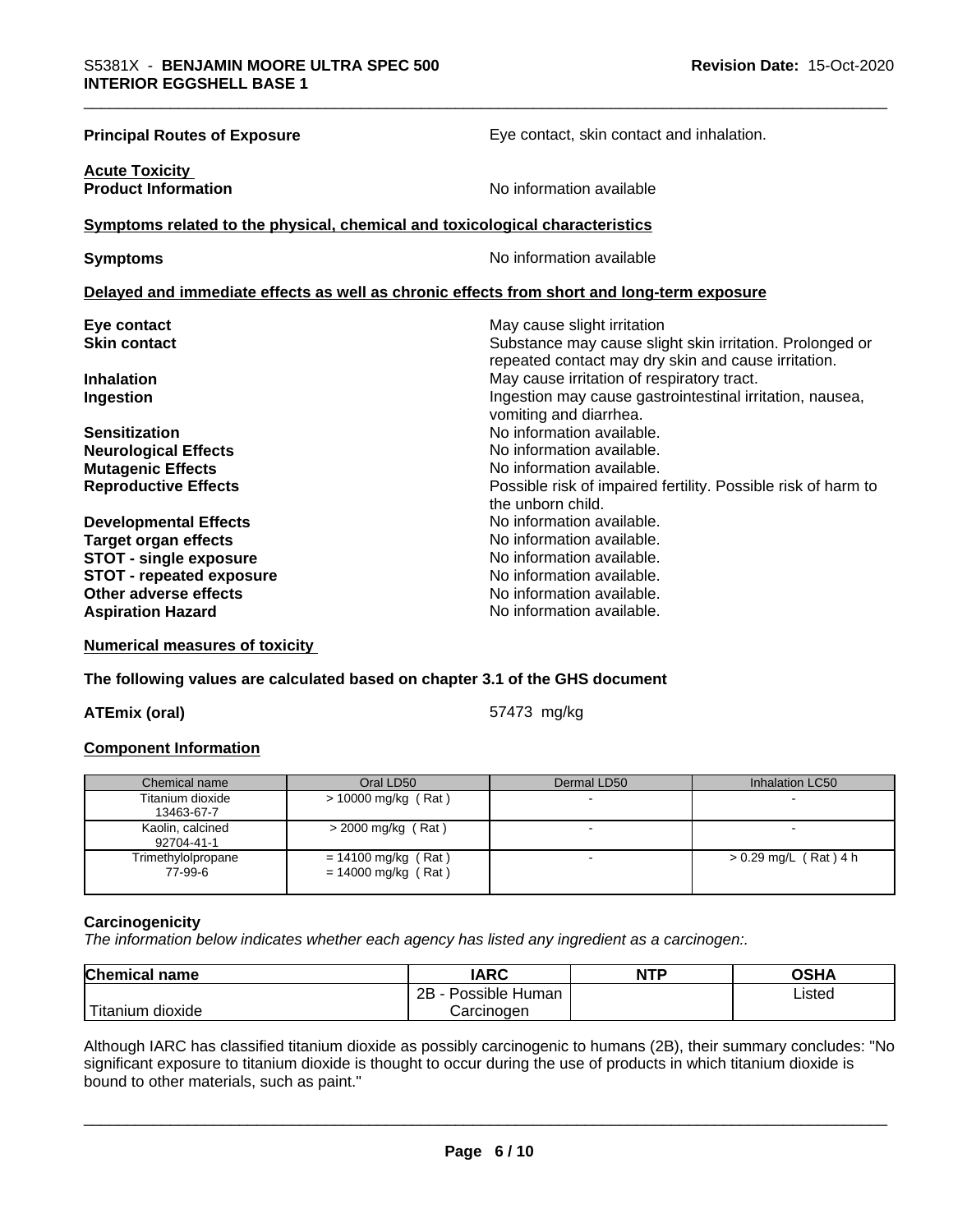**Principal Routes of Exposure** Eye contact, skin contact and inhalation.

**Acute Toxicity**
**Product Information** No information available

**Symptoms related to the physical, chemical and toxicological characteristics**

**Symptoms** No information available

**Delayed and immediate effects as well as chronic effects from short and long-term exposure**

| | |
|---|---|
| **Eye contact** | May cause slight irritation |
| **Skin contact** | Substance may cause slight skin irritation. Prolonged or repeated contact may dry skin and cause irritation. |
| **Inhalation** | May cause irritation of respiratory tract. |
| **Ingestion** | Ingestion may cause gastrointestinal irritation, nausea, vomiting and diarrhea. |
| **Sensitization** | No information available. |
| **Neurological Effects** | No information available. |
| **Mutagenic Effects** | No information available. |
| **Reproductive Effects** | Possible risk of impaired fertility. Possible risk of harm to the unborn child. |
| **Developmental Effects** | No information available. |
| **Target organ effects** | No information available. |
| **STOT - single exposure** | No information available. |
| **STOT - repeated exposure** | No information available. |
| **Other adverse effects** | No information available. |
| **Aspiration Hazard** | No information available. |

**Numerical measures of toxicity**

**The following values are calculated based on chapter 3.1 of the GHS document**

**ATEmix (oral)** 57473 mg/kg

**Component Information**

| Chemical name | Oral LD50 | Dermal LD50 | Inhalation LC50 |
|---|---|---|---|
| Titanium dioxide<br>13463-67-7 | > 10000 mg/kg ( Rat ) | - | - |
| Kaolin, calcined<br>92704-41-1 | > 2000 mg/kg ( Rat ) | - | - |
| Trimethylolpropane<br>77-99-6 | = 14100 mg/kg ( Rat )<br>= 14000 mg/kg ( Rat ) | - | > 0.29 mg/L ( Rat ) 4 h |

**Carcinogenicity**

*The information below indicates whether each agency has listed any ingredient as a carcinogen:.*

| Chemical name | IARC | NTP | OSHA |
|---|---|---|---|
| Titanium dioxide | 2B - Possible Human Carcinogen | | Listed |

Although IARC has classified titanium dioxide as possibly carcinogenic to humans (2B), their summary concludes: "No significant exposure to titanium dioxide is thought to occur during the use of products in which titanium dioxide is bound to other materials, such as paint."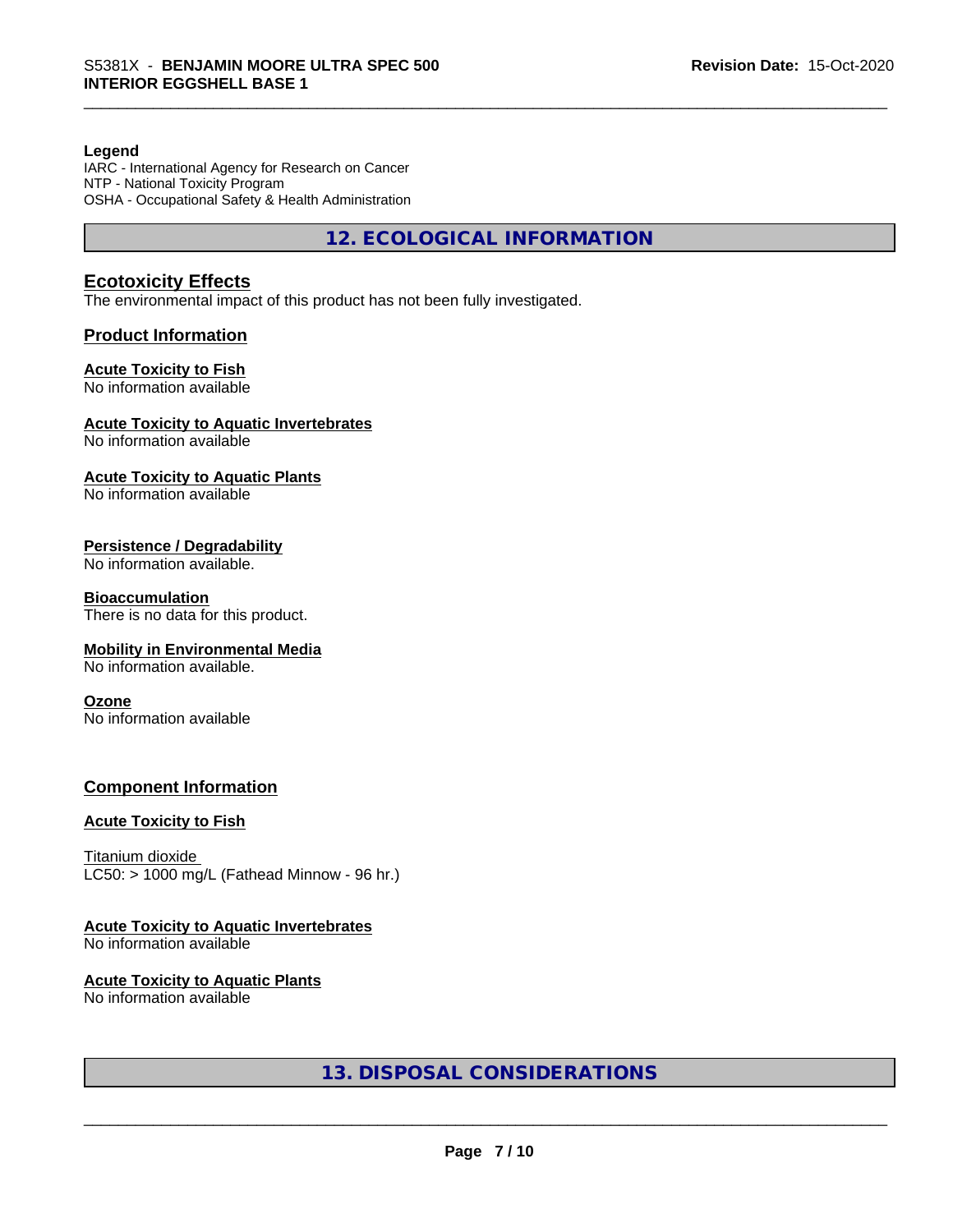**Legend**
IARC - International Agency for Research on Cancer
NTP - National Toxicity Program
OSHA - Occupational Safety & Health Administration

## 12. ECOLOGICAL INFORMATION

### Ecotoxicity Effects
The environmental impact of this product has not been fully investigated.

### Product Information

**Acute Toxicity to Fish**
No information available

**Acute Toxicity to Aquatic Invertebrates**
No information available

**Acute Toxicity to Aquatic Plants**
No information available

**Persistence / Degradability**
No information available.

**Bioaccumulation**
There is no data for this product.

**Mobility in Environmental Media**
No information available.

**Ozone**
No information available

### Component Information

**Acute Toxicity to Fish**

Titanium dioxide
LC50: > 1000 mg/L (Fathead Minnow - 96 hr.)

**Acute Toxicity to Aquatic Invertebrates**
No information available

**Acute Toxicity to Aquatic Plants**
No information available

## 13. DISPOSAL CONSIDERATIONS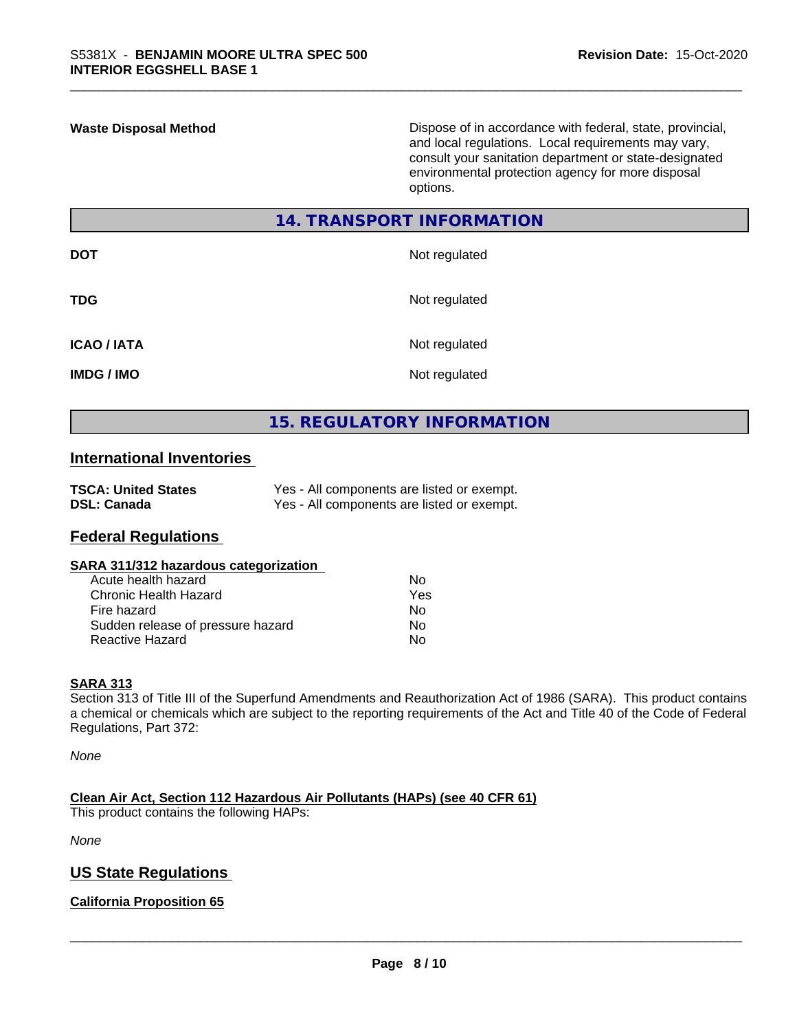| | |
|---|---|
| **Waste Disposal Method** | Dispose of in accordance with federal, state, provincial, and local regulations. Local requirements may vary, consult your sanitation department or state-designated environmental protection agency for more disposal options. |

## 14. TRANSPORT INFORMATION

| | |
|---|---|
| **DOT** | Not regulated |
| **TDG** | Not regulated |
| **ICAO / IATA** | Not regulated |
| **IMDG / IMO** | Not regulated |

## 15. REGULATORY INFORMATION

### International Inventories

| | |
|---|---|
| **TSCA: United States** | Yes - All components are listed or exempt. |
| **DSL: Canada** | Yes - All components are listed or exempt. |

### Federal Regulations

**SARA 311/312 hazardous categorization**

| | |
|---|---|
| Acute health hazard | No |
| Chronic Health Hazard | Yes |
| Fire hazard | No |
| Sudden release of pressure hazard | No |
| Reactive Hazard | No |

**SARA 313**

Section 313 of Title III of the Superfund Amendments and Reauthorization Act of 1986 (SARA). This product contains a chemical or chemicals which are subject to the reporting requirements of the Act and Title 40 of the Code of Federal Regulations, Part 372:

*None*

**Clean Air Act, Section 112 Hazardous Air Pollutants (HAPs) (see 40 CFR 61)**

This product contains the following HAPs:

*None*

### US State Regulations

**California Proposition 65**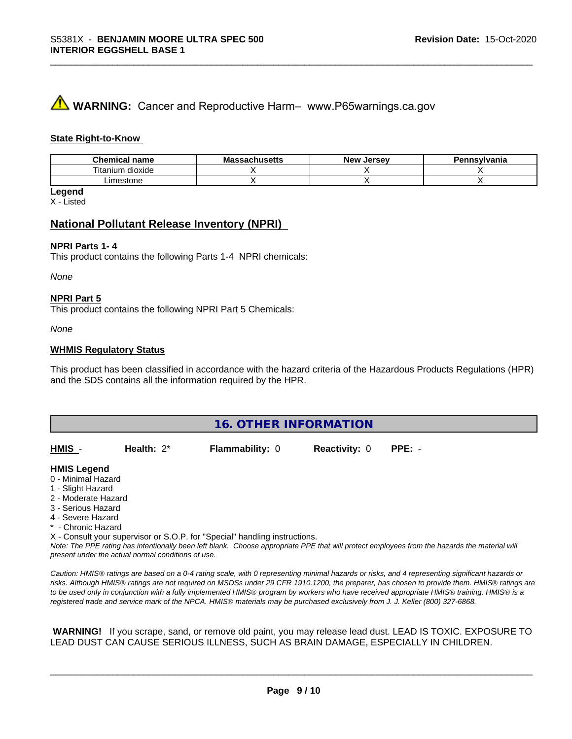**WARNING:** Cancer and Reproductive Harm– www.P65warnings.ca.gov

**State Right-to-Know**

| Chemical name | Massachusetts | New Jersey | Pennsylvania |
|---|---|---|---|
| Titanium dioxide | X | X | X |
| Limestone | X | X | X |

**Legend**

X - Listed

## National Pollutant Release Inventory (NPRI)

**NPRI Parts 1- 4**

This product contains the following Parts 1-4 NPRI chemicals:

*None*

**NPRI Part 5**

This product contains the following NPRI Part 5 Chemicals:

*None*

**WHMIS Regulatory Status**

This product has been classified in accordance with the hazard criteria of the Hazardous Products Regulations (HPR) and the SDS contains all the information required by the HPR.

## 16. OTHER INFORMATION

| HMIS - | Health: 2* | Flammability: 0 | Reactivity: 0 | PPE: - |
|---|---|---|---|---|

**HMIS Legend**

0 - Minimal Hazard
1 - Slight Hazard
2 - Moderate Hazard
3 - Serious Hazard
4 - Severe Hazard
* - Chronic Hazard
X - Consult your supervisor or S.O.P. for "Special" handling instructions.

*Note: The PPE rating has intentionally been left blank. Choose appropriate PPE that will protect employees from the hazards the material will present under the actual normal conditions of use.*

*Caution: HMIS® ratings are based on a 0-4 rating scale, with 0 representing minimal hazards or risks, and 4 representing significant hazards or risks. Although HMIS® ratings are not required on MSDSs under 29 CFR 1910.1200, the preparer, has chosen to provide them. HMIS® ratings are to be used only in conjunction with a fully implemented HMIS® program by workers who have received appropriate HMIS® training. HMIS® is a registered trade and service mark of the NPCA. HMIS® materials may be purchased exclusively from J. J. Keller (800) 327-6868.*

**WARNING!** If you scrape, sand, or remove old paint, you may release lead dust. LEAD IS TOXIC. EXPOSURE TO LEAD DUST CAN CAUSE SERIOUS ILLNESS, SUCH AS BRAIN DAMAGE, ESPECIALLY IN CHILDREN.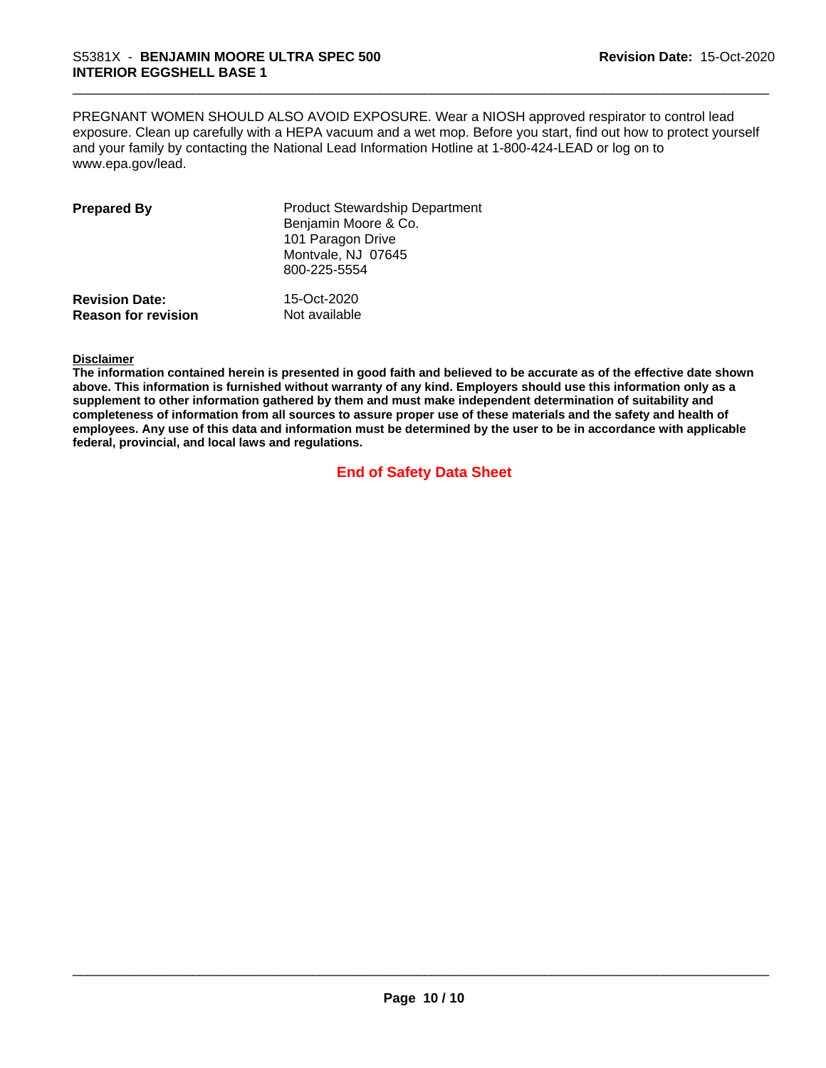PREGNANT WOMEN SHOULD ALSO AVOID EXPOSURE. Wear a NIOSH approved respirator to control lead exposure. Clean up carefully with a HEPA vacuum and a wet mop. Before you start, find out how to protect yourself and your family by contacting the National Lead Information Hotline at 1-800-424-LEAD or log on to www.epa.gov/lead.

| | |
|---|---|
| **Prepared By** | Product Stewardship Department<br>Benjamin Moore & Co.<br>101 Paragon Drive<br>Montvale, NJ 07645<br>800-225-5554 |
| **Revision Date:** | 15-Oct-2020 |
| **Reason for revision** | Not available |

**Disclaimer**

**The information contained herein is presented in good faith and believed to be accurate as of the effective date shown above. This information is furnished without warranty of any kind. Employers should use this information only as a supplement to other information gathered by them and must make independent determination of suitability and completeness of information from all sources to assure proper use of these materials and the safety and health of employees. Any use of this data and information must be determined by the user to be in accordance with applicable federal, provincial, and local laws and regulations.**

**End of Safety Data Sheet**